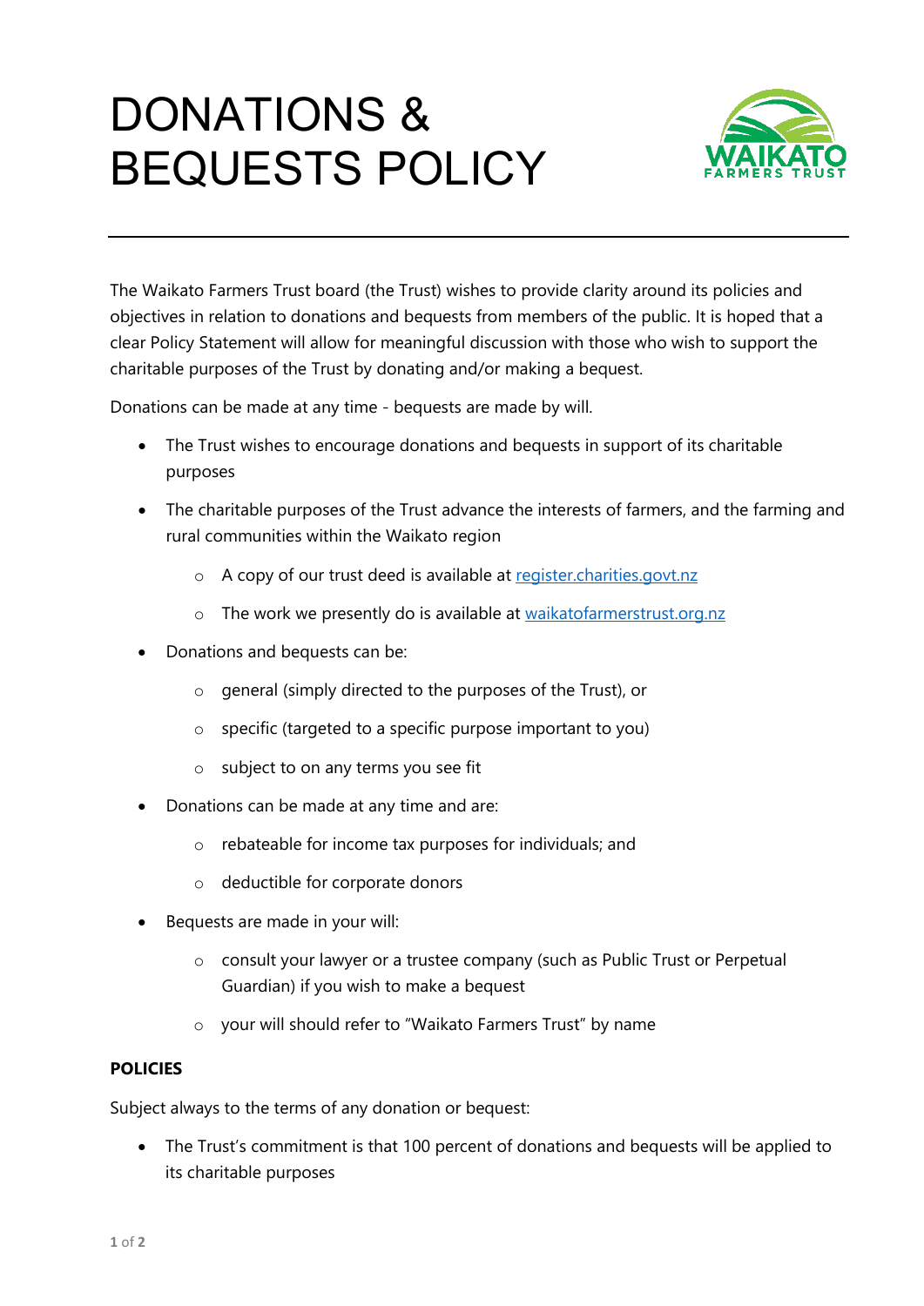# DONATIONS & BEQUESTS POLICY

The Waikato Farmers Trust board (the Trust) wishes to provide clarity around its policies and objectives in relation to donations and bequests from members of the public. It is hoped that a clear Policy Statement will allow for meaningful discussion with those who wish to support the charitable purposes of the Trust by donating and/or making a bequest.

Donations can be made at any time - bequests are made by will.

- The Trust wishes to encourage donations and bequests in support of its charitable purposes
- The charitable purposes of the Trust advance the interests of farmers, and the farming and rural communities within the Waikato region
  - A copy of our trust deed is available at [register.charities.govt.nz](register.charities.govt.nz)
  - The work we presently do is available at [waikatofarmerstrust.org.nz](waikatofarmerstrust.org.nz)
- Donations and bequests can be:
  - general (simply directed to the purposes of the Trust), or
  - specific (targeted to a specific purpose important to you)
  - subject to on any terms you see fit
- Donations can be made at any time and are:
  - rebateable for income tax purposes for individuals; and
  - deductible for corporate donors
- Bequests are made in your will:
  - consult your lawyer or a trustee company (such as Public Trust or Perpetual Guardian) if you wish to make a bequest
  - your will should refer to "Waikato Farmers Trust" by name

**POLICIES**

Subject always to the terms of any donation or bequest:

- The Trust's commitment is that 100 percent of donations and bequests will be applied to its charitable purposes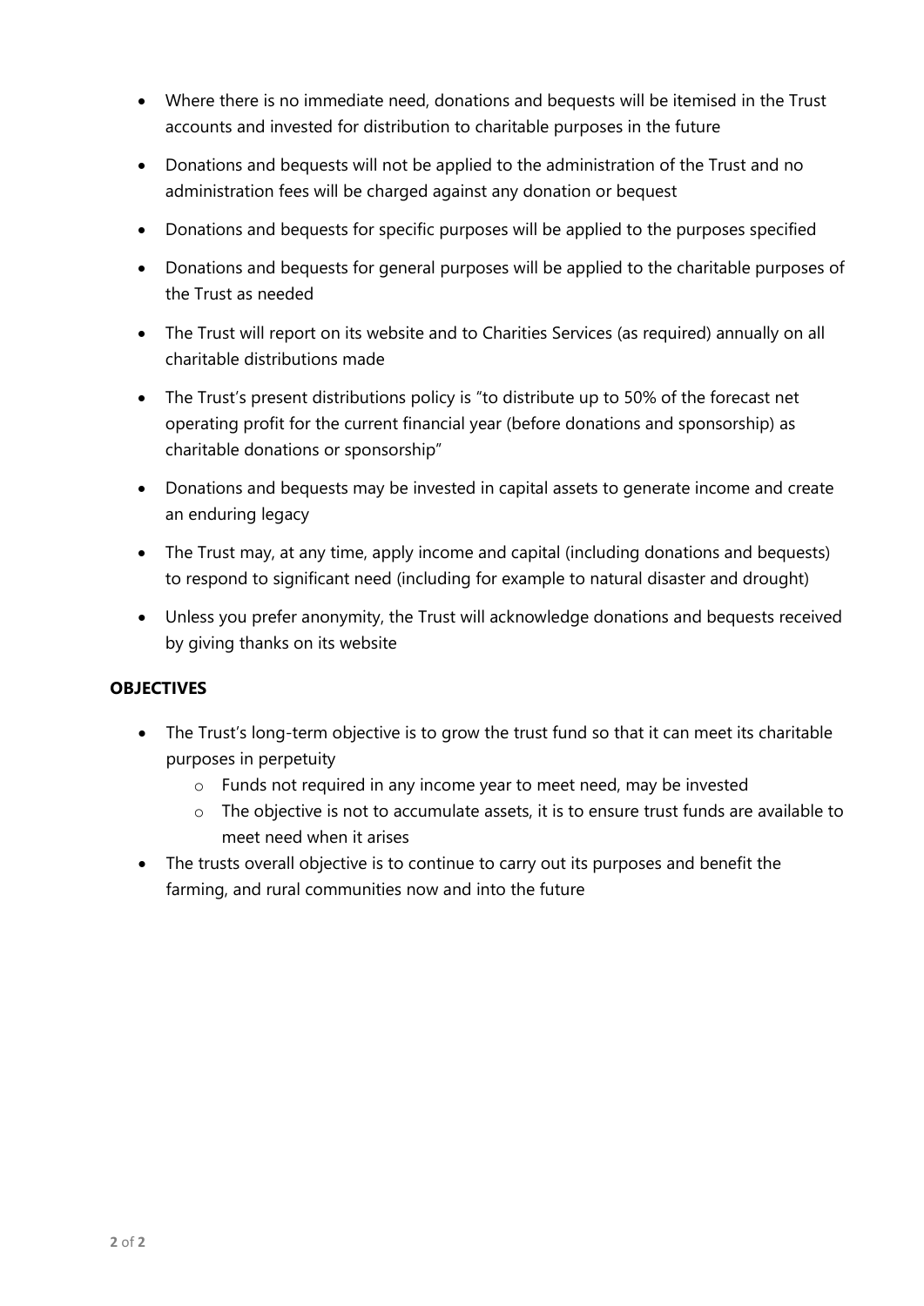- Where there is no immediate need, donations and bequests will be itemised in the Trust accounts and invested for distribution to charitable purposes in the future
- Donations and bequests will not be applied to the administration of the Trust and no administration fees will be charged against any donation or bequest
- Donations and bequests for specific purposes will be applied to the purposes specified
- Donations and bequests for general purposes will be applied to the charitable purposes of the Trust as needed
- The Trust will report on its website and to Charities Services (as required) annually on all charitable distributions made
- The Trust's present distributions policy is "to distribute up to 50% of the forecast net operating profit for the current financial year (before donations and sponsorship) as charitable donations or sponsorship"
- Donations and bequests may be invested in capital assets to generate income and create an enduring legacy
- The Trust may, at any time, apply income and capital (including donations and bequests) to respond to significant need (including for example to natural disaster and drought)
- Unless you prefer anonymity, the Trust will acknowledge donations and bequests received by giving thanks on its website

**OBJECTIVES**

- The Trust's long-term objective is to grow the trust fund so that it can meet its charitable purposes in perpetuity
  - Funds not required in any income year to meet need, may be invested
  - The objective is not to accumulate assets, it is to ensure trust funds are available to meet need when it arises
- The trusts overall objective is to continue to carry out its purposes and benefit the farming, and rural communities now and into the future